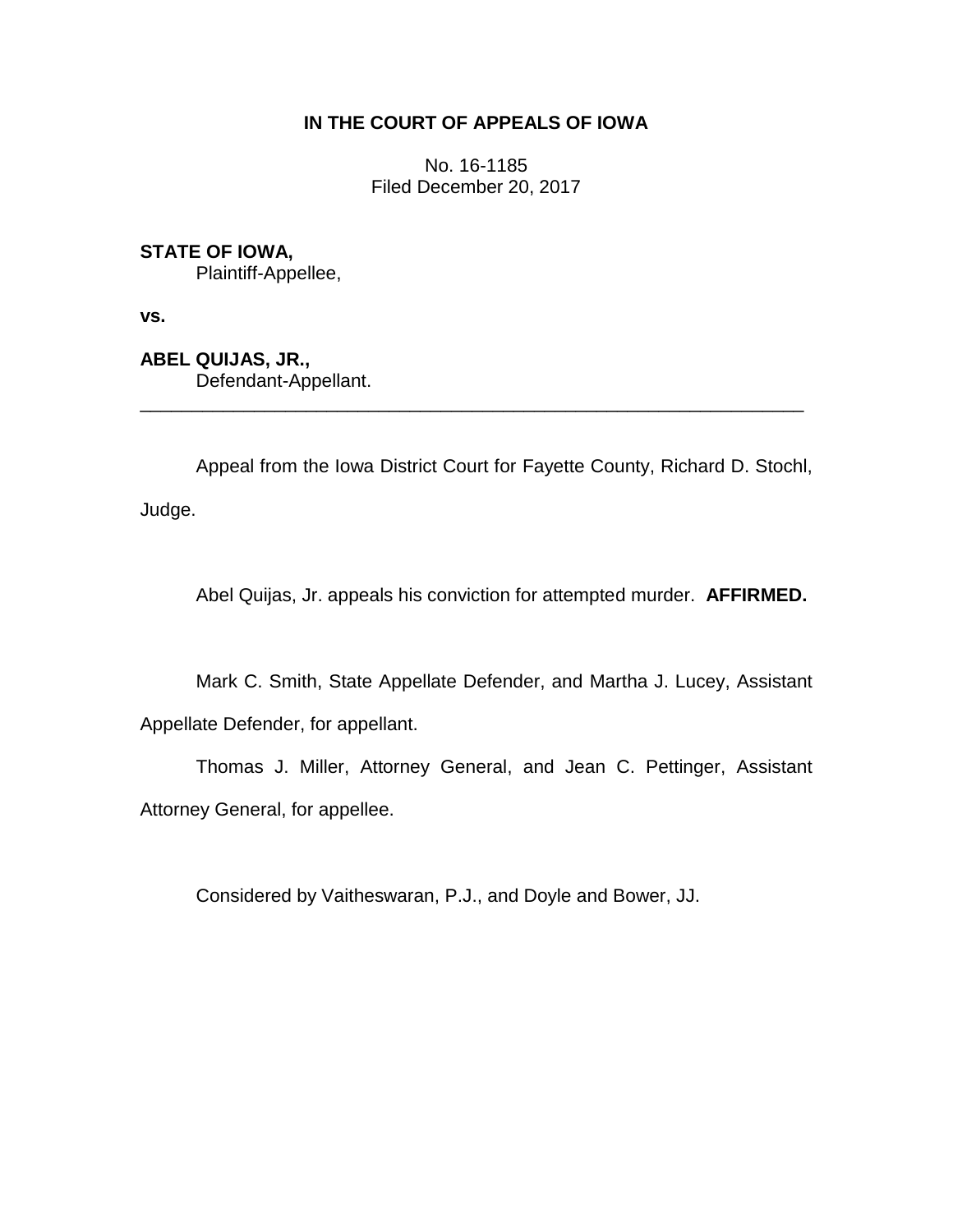**IN THE COURT OF APPEALS OF IOWA**

No. 16-1185
Filed December 20, 2017

**STATE OF IOWA,**
Plaintiff-Appellee,

**vs.**

**ABEL QUIJAS, JR.,**
Defendant-Appellant.

---

Appeal from the Iowa District Court for Fayette County, Richard D. Stochl, Judge.

Abel Quijas, Jr. appeals his conviction for attempted murder. **AFFIRMED.**

Mark C. Smith, State Appellate Defender, and Martha J. Lucey, Assistant Appellate Defender, for appellant.

Thomas J. Miller, Attorney General, and Jean C. Pettinger, Assistant Attorney General, for appellee.

Considered by Vaitheswaran, P.J., and Doyle and Bower, JJ.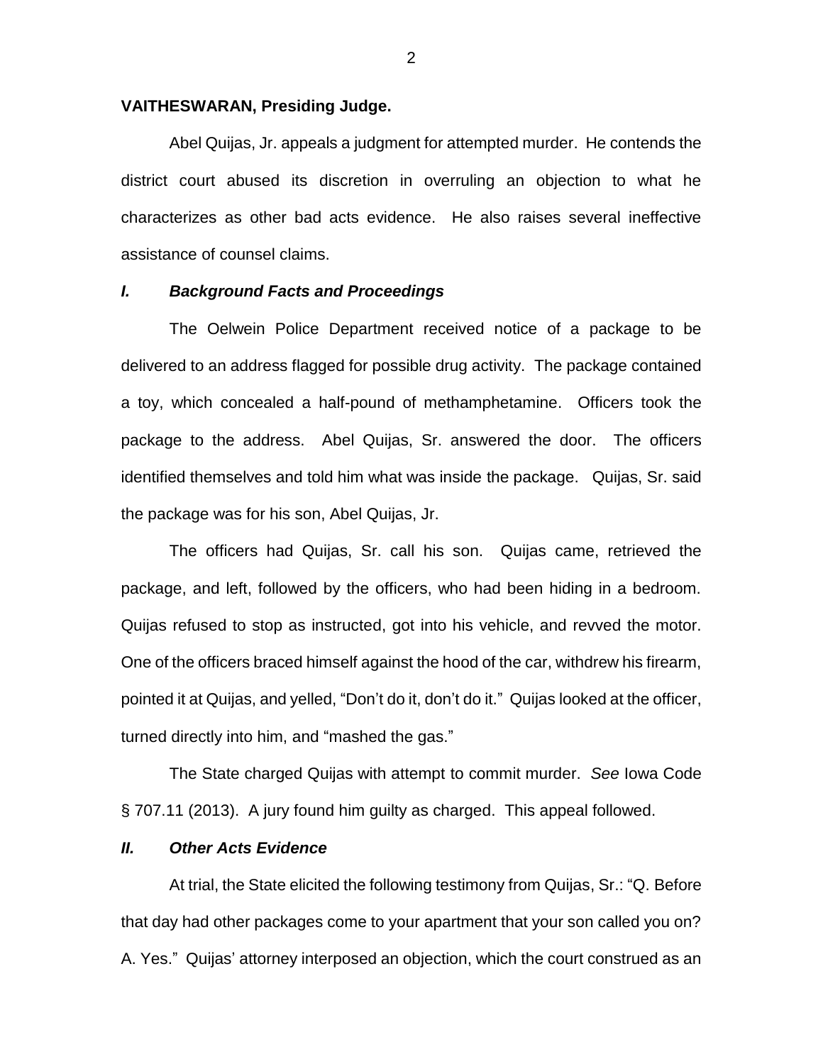**VAITHESWARAN, Presiding Judge.**

Abel Quijas, Jr. appeals a judgment for attempted murder. He contends the district court abused its discretion in overruling an objection to what he characterizes as other bad acts evidence. He also raises several ineffective assistance of counsel claims.

### *I. Background Facts and Proceedings*

The Oelwein Police Department received notice of a package to be delivered to an address flagged for possible drug activity. The package contained a toy, which concealed a half-pound of methamphetamine. Officers took the package to the address. Abel Quijas, Sr. answered the door. The officers identified themselves and told him what was inside the package. Quijas, Sr. said the package was for his son, Abel Quijas, Jr.

The officers had Quijas, Sr. call his son. Quijas came, retrieved the package, and left, followed by the officers, who had been hiding in a bedroom. Quijas refused to stop as instructed, got into his vehicle, and revved the motor. One of the officers braced himself against the hood of the car, withdrew his firearm, pointed it at Quijas, and yelled, "Don't do it, don't do it." Quijas looked at the officer, turned directly into him, and "mashed the gas."

The State charged Quijas with attempt to commit murder. *See* Iowa Code § 707.11 (2013). A jury found him guilty as charged. This appeal followed.

### *II. Other Acts Evidence*

At trial, the State elicited the following testimony from Quijas, Sr.: "Q. Before that day had other packages come to your apartment that your son called you on? A. Yes." Quijas' attorney interposed an objection, which the court construed as an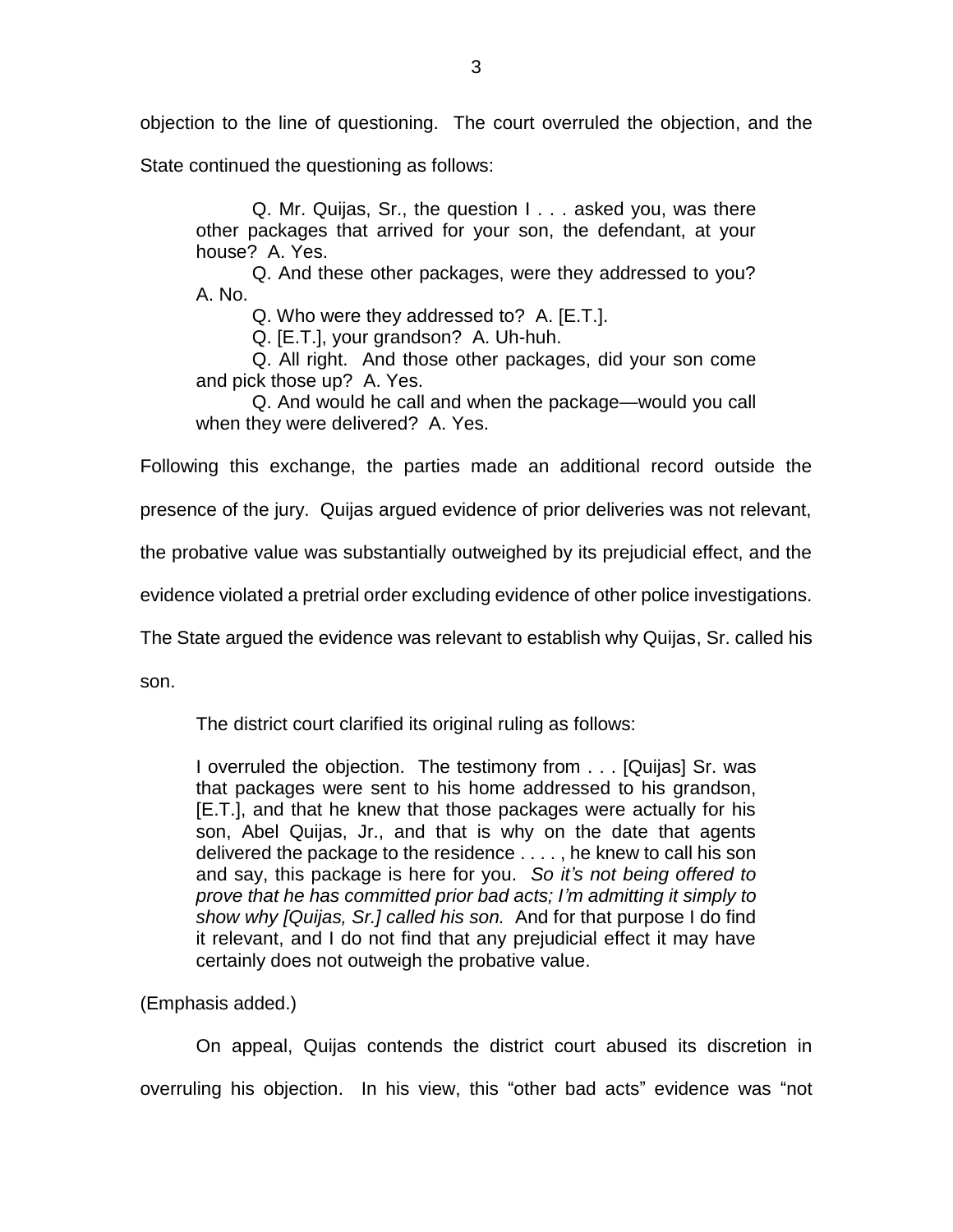objection to the line of questioning. The court overruled the objection, and the State continued the questioning as follows:

> Q. Mr. Quijas, Sr., the question I . . . asked you, was there other packages that arrived for your son, the defendant, at your house? A. Yes.
>
> Q. And these other packages, were they addressed to you? A. No.
>
> Q. Who were they addressed to? A. [E.T.].
>
> Q. [E.T.], your grandson? A. Uh-huh.
>
> Q. All right. And those other packages, did your son come and pick those up? A. Yes.
>
> Q. And would he call and when the package—would you call when they were delivered? A. Yes.

Following this exchange, the parties made an additional record outside the presence of the jury. Quijas argued evidence of prior deliveries was not relevant, the probative value was substantially outweighed by its prejudicial effect, and the evidence violated a pretrial order excluding evidence of other police investigations. The State argued the evidence was relevant to establish why Quijas, Sr. called his son.

The district court clarified its original ruling as follows:

> I overruled the objection. The testimony from . . . [Quijas] Sr. was that packages were sent to his home addressed to his grandson, [E.T.], and that he knew that those packages were actually for his son, Abel Quijas, Jr., and that is why on the date that agents delivered the package to the residence . . . . , he knew to call his son and say, this package is here for you. *So it's not being offered to prove that he has committed prior bad acts; I'm admitting it simply to show why [Quijas, Sr.] called his son.* And for that purpose I do find it relevant, and I do not find that any prejudicial effect it may have certainly does not outweigh the probative value.

(Emphasis added.)

On appeal, Quijas contends the district court abused its discretion in overruling his objection. In his view, this "other bad acts" evidence was "not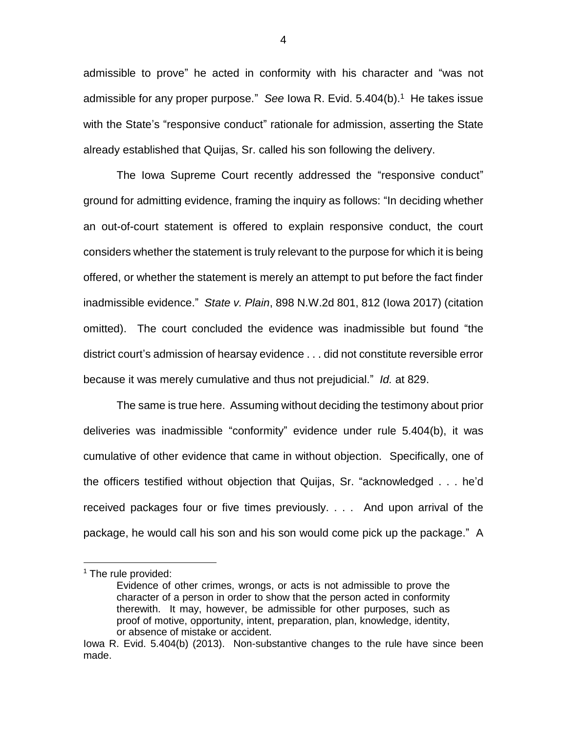admissible to prove" he acted in conformity with his character and "was not admissible for any proper purpose." *See* Iowa R. Evid. 5.404(b).[1] He takes issue with the State's "responsive conduct" rationale for admission, asserting the State already established that Quijas, Sr. called his son following the delivery.

The Iowa Supreme Court recently addressed the "responsive conduct" ground for admitting evidence, framing the inquiry as follows: "In deciding whether an out-of-court statement is offered to explain responsive conduct, the court considers whether the statement is truly relevant to the purpose for which it is being offered, or whether the statement is merely an attempt to put before the fact finder inadmissible evidence." *State v. Plain*, 898 N.W.2d 801, 812 (Iowa 2017) (citation omitted). The court concluded the evidence was inadmissible but found "the district court's admission of hearsay evidence . . . did not constitute reversible error because it was merely cumulative and thus not prejudicial." *Id.* at 829.

The same is true here. Assuming without deciding the testimony about prior deliveries was inadmissible "conformity" evidence under rule 5.404(b), it was cumulative of other evidence that came in without objection. Specifically, one of the officers testified without objection that Quijas, Sr. "acknowledged . . . he'd received packages four or five times previously. . . . And upon arrival of the package, he would call his son and his son would come pick up the package." A

---

[1] The rule provided:

> Evidence of other crimes, wrongs, or acts is not admissible to prove the character of a person in order to show that the person acted in conformity therewith. It may, however, be admissible for other purposes, such as proof of motive, opportunity, intent, preparation, plan, knowledge, identity, or absence of mistake or accident.

Iowa R. Evid. 5.404(b) (2013). Non-substantive changes to the rule have since been made.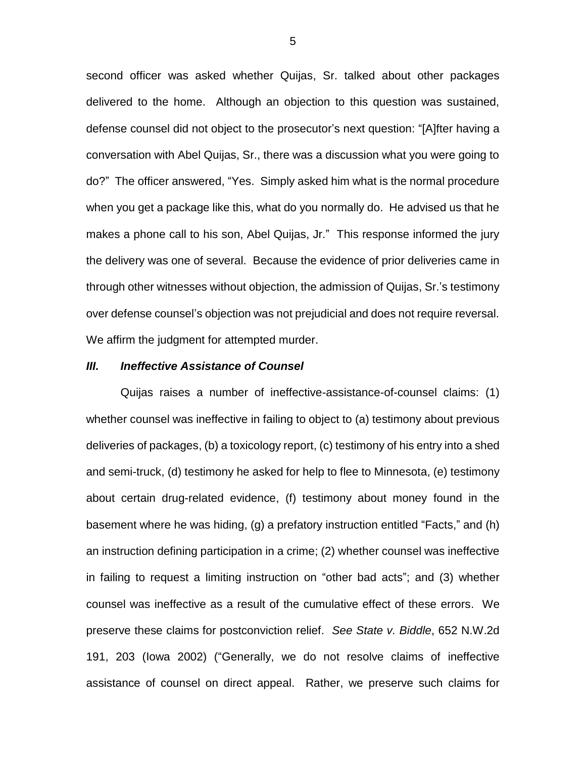second officer was asked whether Quijas, Sr. talked about other packages delivered to the home. Although an objection to this question was sustained, defense counsel did not object to the prosecutor's next question: "[A]fter having a conversation with Abel Quijas, Sr., there was a discussion what you were going to do?" The officer answered, "Yes. Simply asked him what is the normal procedure when you get a package like this, what do you normally do. He advised us that he makes a phone call to his son, Abel Quijas, Jr." This response informed the jury the delivery was one of several. Because the evidence of prior deliveries came in through other witnesses without objection, the admission of Quijas, Sr.'s testimony over defense counsel's objection was not prejudicial and does not require reversal. We affirm the judgment for attempted murder.

### ***III. Ineffective Assistance of Counsel***

Quijas raises a number of ineffective-assistance-of-counsel claims: (1) whether counsel was ineffective in failing to object to (a) testimony about previous deliveries of packages, (b) a toxicology report, (c) testimony of his entry into a shed and semi-truck, (d) testimony he asked for help to flee to Minnesota, (e) testimony about certain drug-related evidence, (f) testimony about money found in the basement where he was hiding, (g) a prefatory instruction entitled "Facts," and (h) an instruction defining participation in a crime; (2) whether counsel was ineffective in failing to request a limiting instruction on "other bad acts"; and (3) whether counsel was ineffective as a result of the cumulative effect of these errors. We preserve these claims for postconviction relief. *See State v. Biddle*, 652 N.W.2d 191, 203 (Iowa 2002) ("Generally, we do not resolve claims of ineffective assistance of counsel on direct appeal. Rather, we preserve such claims for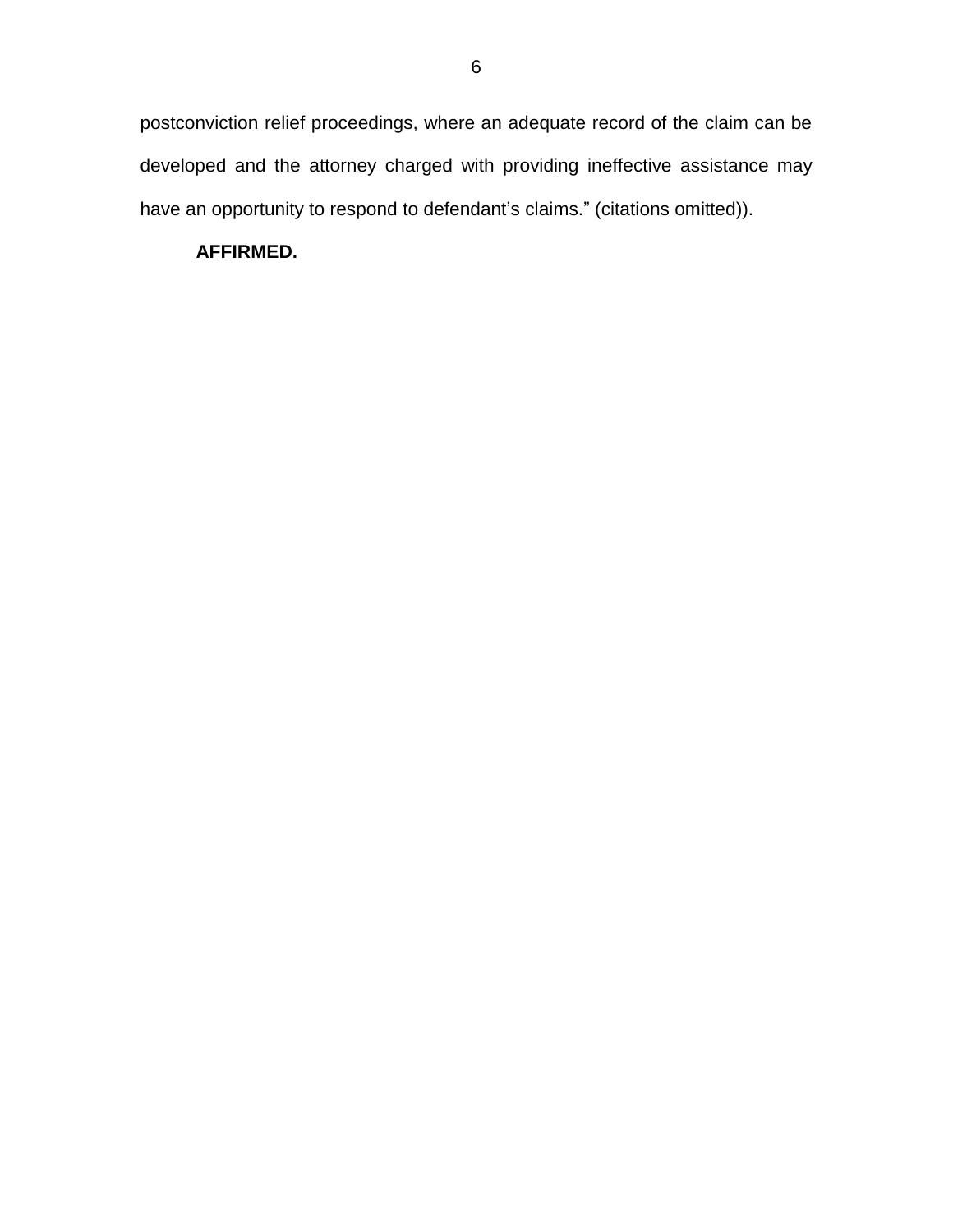postconviction relief proceedings, where an adequate record of the claim can be developed and the attorney charged with providing ineffective assistance may have an opportunity to respond to defendant's claims." (citations omitted)).

**AFFIRMED.**